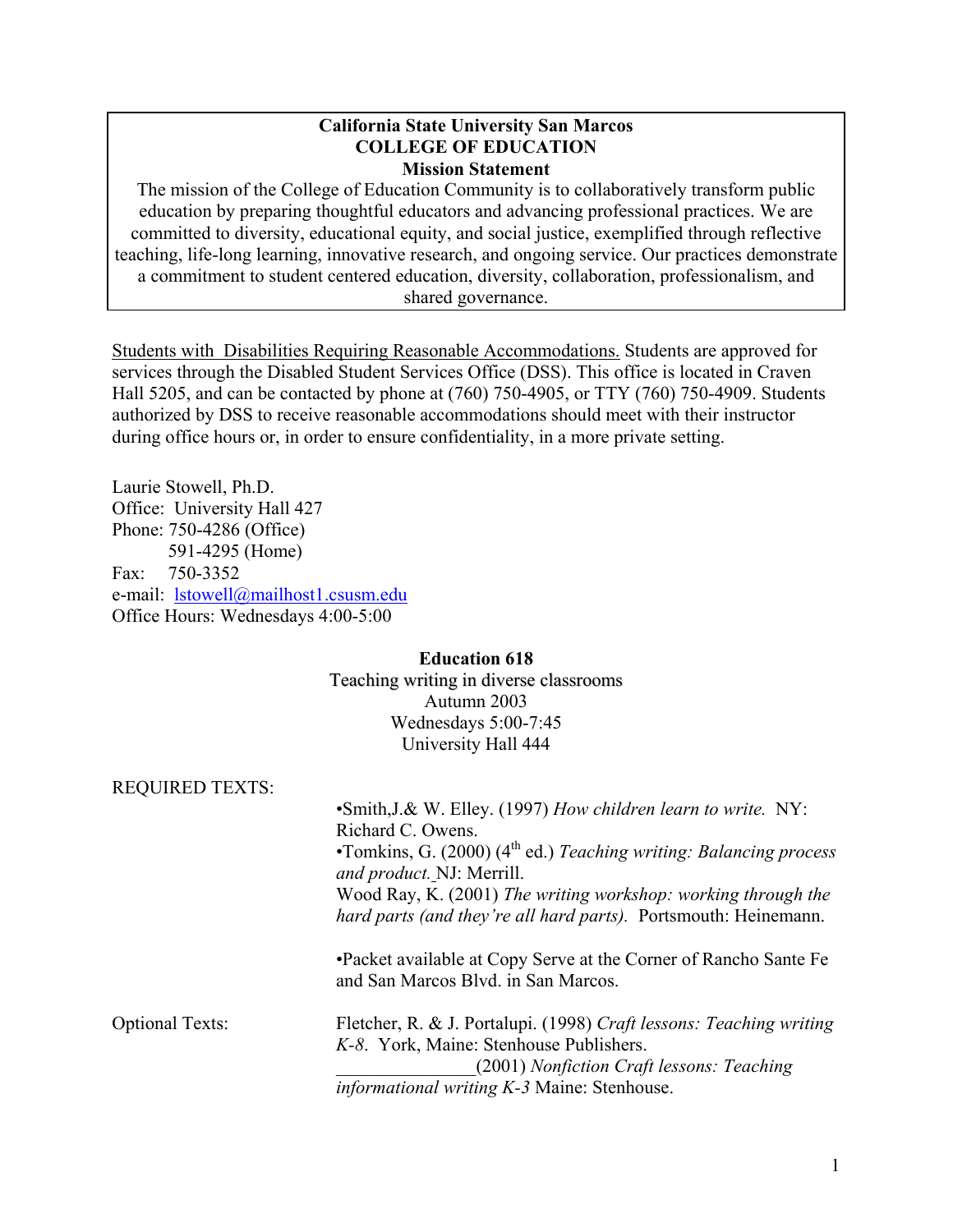**California State University San Marcos**
**COLLEGE OF EDUCATION**
**Mission Statement**

The mission of the College of Education Community is to collaboratively transform public education by preparing thoughtful educators and advancing professional practices. We are committed to diversity, educational equity, and social justice, exemplified through reflective teaching, life-long learning, innovative research, and ongoing service. Our practices demonstrate a commitment to student centered education, diversity, collaboration, professionalism, and shared governance.

Students with Disabilities Requiring Reasonable Accommodations. Students are approved for services through the Disabled Student Services Office (DSS). This office is located in Craven Hall 5205, and can be contacted by phone at (760) 750-4905, or TTY (760) 750-4909. Students authorized by DSS to receive reasonable accommodations should meet with their instructor during office hours or, in order to ensure confidentiality, in a more private setting.

Laurie Stowell, Ph.D.
Office: University Hall 427
Phone: 750-4286 (Office)
591-4295 (Home)
Fax: 750-3352
e-mail: lstowell@mailhost1.csusm.edu
Office Hours: Wednesdays 4:00-5:00

**Education 618**
Teaching writing in diverse classrooms
Autumn 2003
Wednesdays 5:00-7:45
University Hall 444

REQUIRED TEXTS:

- Smith,J.& W. Elley. (1997) *How children learn to write.* NY: Richard C. Owens.
- Tomkins, G. (2000) (4th ed.) *Teaching writing: Balancing process and product.* NJ: Merrill.

Wood Ray, K. (2001) *The writing workshop: working through the hard parts (and they're all hard parts).* Portsmouth: Heinemann.

- Packet available at Copy Serve at the Corner of Rancho Sante Fe and San Marcos Blvd. in San Marcos.

Optional Texts:

Fletcher, R. & J. Portalupi. (1998) *Craft lessons: Teaching writing K-8*. York, Maine: Stenhouse Publishers.

_______________(2001) *Nonfiction Craft lessons: Teaching informational writing K-3* Maine: Stenhouse.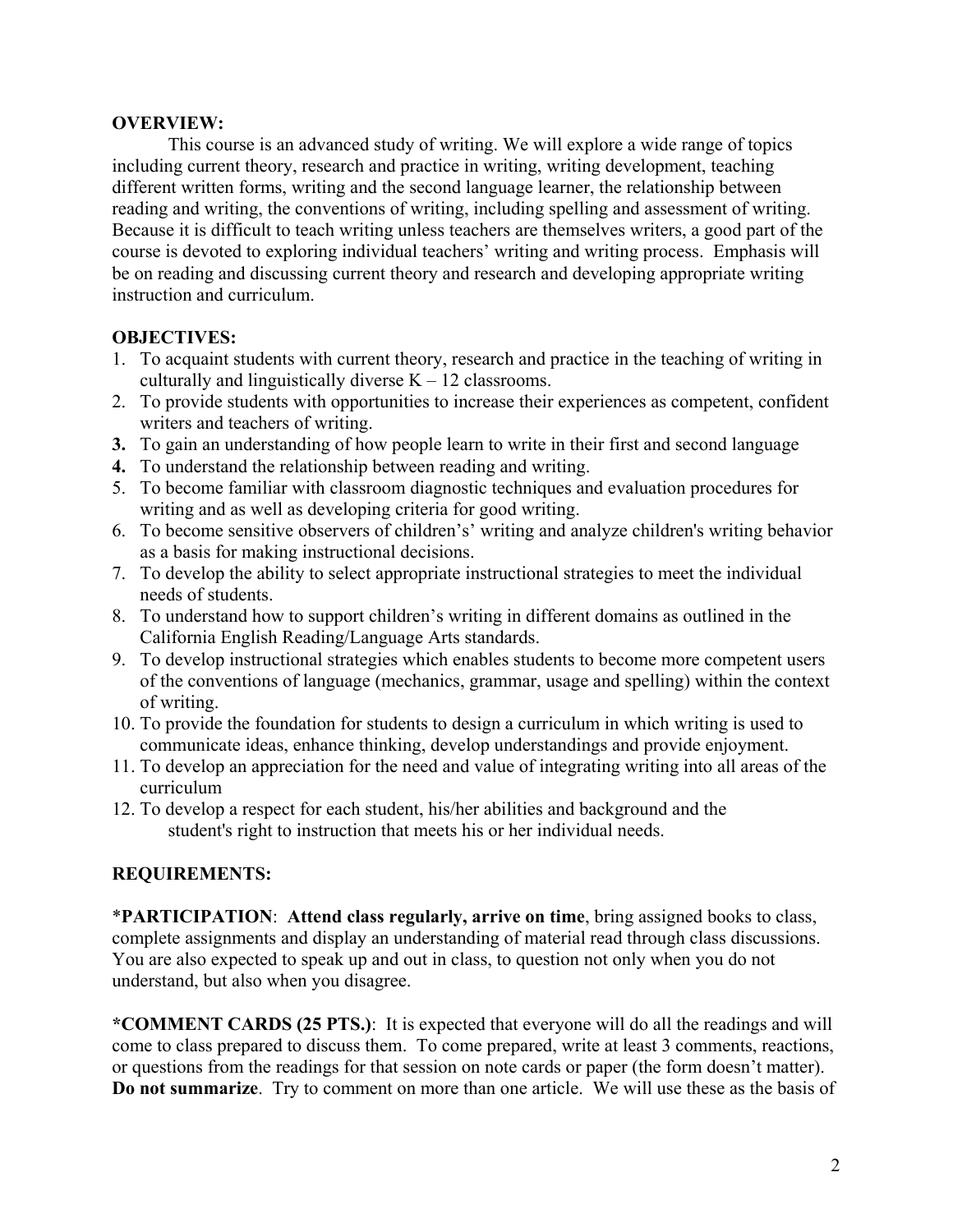**OVERVIEW:**

This course is an advanced study of writing. We will explore a wide range of topics including current theory, research and practice in writing, writing development, teaching different written forms, writing and the second language learner, the relationship between reading and writing, the conventions of writing, including spelling and assessment of writing. Because it is difficult to teach writing unless teachers are themselves writers, a good part of the course is devoted to exploring individual teachers' writing and writing process. Emphasis will be on reading and discussing current theory and research and developing appropriate writing instruction and curriculum.

**OBJECTIVES:**

1. To acquaint students with current theory, research and practice in the teaching of writing in culturally and linguistically diverse K – 12 classrooms.
2. To provide students with opportunities to increase their experiences as competent, confident writers and teachers of writing.
3. To gain an understanding of how people learn to write in their first and second language
4. To understand the relationship between reading and writing.
5. To become familiar with classroom diagnostic techniques and evaluation procedures for writing and as well as developing criteria for good writing.
6. To become sensitive observers of children's' writing and analyze children's writing behavior as a basis for making instructional decisions.
7. To develop the ability to select appropriate instructional strategies to meet the individual needs of students.
8. To understand how to support children's writing in different domains as outlined in the California English Reading/Language Arts standards.
9. To develop instructional strategies which enables students to become more competent users of the conventions of language (mechanics, grammar, usage and spelling) within the context of writing.
10. To provide the foundation for students to design a curriculum in which writing is used to communicate ideas, enhance thinking, develop understandings and provide enjoyment.
11. To develop an appreciation for the need and value of integrating writing into all areas of the curriculum
12. To develop a respect for each student, his/her abilities and background and the student's right to instruction that meets his or her individual needs.

**REQUIREMENTS:**

***PARTICIPATION**: **Attend class regularly, arrive on time**, bring assigned books to class, complete assignments and display an understanding of material read through class discussions. You are also expected to speak up and out in class, to question not only when you do not understand, but also when you disagree.

***COMMENT CARDS (25 PTS.)**: It is expected that everyone will do all the readings and will come to class prepared to discuss them. To come prepared, write at least 3 comments, reactions, or questions from the readings for that session on note cards or paper (the form doesn't matter). **Do not summarize**. Try to comment on more than one article. We will use these as the basis of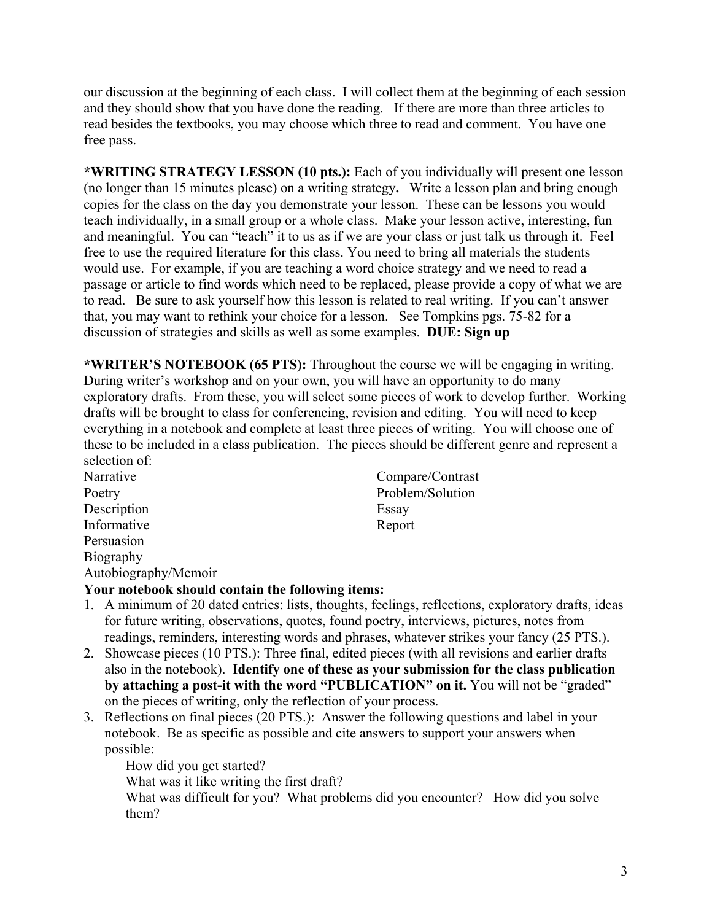our discussion at the beginning of each class. I will collect them at the beginning of each session and they should show that you have done the reading. If there are more than three articles to read besides the textbooks, you may choose which three to read and comment. You have one free pass.

**\*WRITING STRATEGY LESSON (10 pts.):** Each of you individually will present one lesson (no longer than 15 minutes please) on a writing strategy**.** Write a lesson plan and bring enough copies for the class on the day you demonstrate your lesson. These can be lessons you would teach individually, in a small group or a whole class. Make your lesson active, interesting, fun and meaningful. You can "teach" it to us as if we are your class or just talk us through it. Feel free to use the required literature for this class. You need to bring all materials the students would use. For example, if you are teaching a word choice strategy and we need to read a passage or article to find words which need to be replaced, please provide a copy of what we are to read. Be sure to ask yourself how this lesson is related to real writing. If you can't answer that, you may want to rethink your choice for a lesson. See Tompkins pgs. 75-82 for a discussion of strategies and skills as well as some examples. **DUE: Sign up**

**\*WRITER'S NOTEBOOK (65 PTS):** Throughout the course we will be engaging in writing. During writer's workshop and on your own, you will have an opportunity to do many exploratory drafts. From these, you will select some pieces of work to develop further. Working drafts will be brought to class for conferencing, revision and editing. You will need to keep everything in a notebook and complete at least three pieces of writing. You will choose one of these to be included in a class publication. The pieces should be different genre and represent a selection of:

Narrative
Poetry
Description
Informative
Persuasion
Biography
Autobiography/Memoir
Compare/Contrast
Problem/Solution
Essay
Report

**Your notebook should contain the following items:**

1. A minimum of 20 dated entries: lists, thoughts, feelings, reflections, exploratory drafts, ideas for future writing, observations, quotes, found poetry, interviews, pictures, notes from readings, reminders, interesting words and phrases, whatever strikes your fancy (25 PTS.).
2. Showcase pieces (10 PTS.): Three final, edited pieces (with all revisions and earlier drafts also in the notebook). **Identify one of these as your submission for the class publication by attaching a post-it with the word "PUBLICATION" on it.** You will not be "graded" on the pieces of writing, only the reflection of your process.
3. Reflections on final pieces (20 PTS.): Answer the following questions and label in your notebook. Be as specific as possible and cite answers to support your answers when possible:

   How did you get started?

   What was it like writing the first draft?

   What was difficult for you? What problems did you encounter? How did you solve them?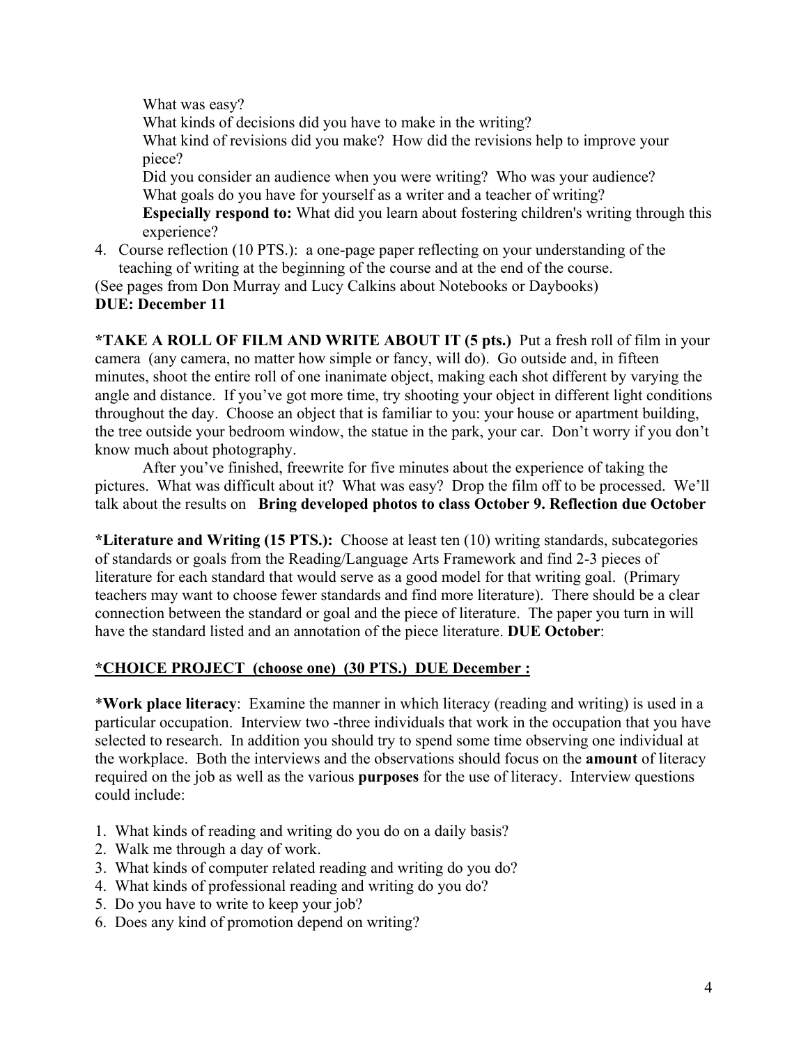What was easy?
What kinds of decisions did you have to make in the writing?
What kind of revisions did you make? How did the revisions help to improve your piece?
Did you consider an audience when you were writing? Who was your audience?
What goals do you have for yourself as a writer and a teacher of writing?
**Especially respond to:** What did you learn about fostering children's writing through this experience?

4. Course reflection (10 PTS.): a one-page paper reflecting on your understanding of the teaching of writing at the beginning of the course and at the end of the course.

(See pages from Don Murray and Lucy Calkins about Notebooks or Daybooks)
**DUE: December 11**

**\*TAKE A ROLL OF FILM AND WRITE ABOUT IT (5 pts.)** Put a fresh roll of film in your camera (any camera, no matter how simple or fancy, will do). Go outside and, in fifteen minutes, shoot the entire roll of one inanimate object, making each shot different by varying the angle and distance. If you've got more time, try shooting your object in different light conditions throughout the day. Choose an object that is familiar to you: your house or apartment building, the tree outside your bedroom window, the statue in the park, your car. Don't worry if you don't know much about photography.

After you've finished, freewrite for five minutes about the experience of taking the pictures. What was difficult about it? What was easy? Drop the film off to be processed. We'll talk about the results on **Bring developed photos to class October 9. Reflection due October**

**\*Literature and Writing (15 PTS.):** Choose at least ten (10) writing standards, subcategories of standards or goals from the Reading/Language Arts Framework and find 2-3 pieces of literature for each standard that would serve as a good model for that writing goal. (Primary teachers may want to choose fewer standards and find more literature). There should be a clear connection between the standard or goal and the piece of literature. The paper you turn in will have the standard listed and an annotation of the piece literature. **DUE October**:

**\*CHOICE PROJECT (choose one) (30 PTS.) DUE December :**

**\*Work place literacy**: Examine the manner in which literacy (reading and writing) is used in a particular occupation. Interview two -three individuals that work in the occupation that you have selected to research. In addition you should try to spend some time observing one individual at the workplace. Both the interviews and the observations should focus on the **amount** of literacy required on the job as well as the various **purposes** for the use of literacy. Interview questions could include:

1. What kinds of reading and writing do you do on a daily basis?
2. Walk me through a day of work.
3. What kinds of computer related reading and writing do you do?
4. What kinds of professional reading and writing do you do?
5. Do you have to write to keep your job?
6. Does any kind of promotion depend on writing?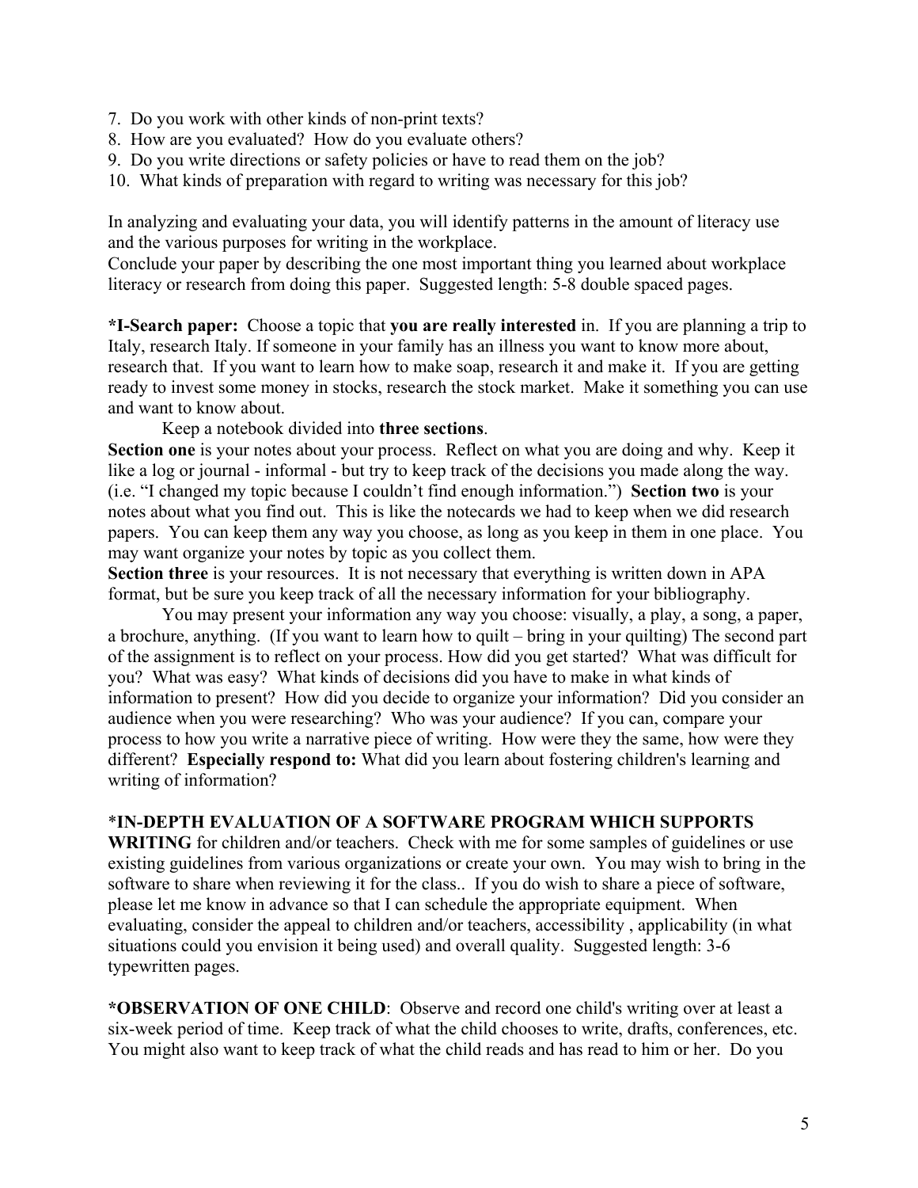7. Do you work with other kinds of non-print texts?
8. How are you evaluated? How do you evaluate others?
9. Do you write directions or safety policies or have to read them on the job?
10. What kinds of preparation with regard to writing was necessary for this job?

In analyzing and evaluating your data, you will identify patterns in the amount of literacy use and the various purposes for writing in the workplace.
Conclude your paper by describing the one most important thing you learned about workplace literacy or research from doing this paper. Suggested length: 5-8 double spaced pages.

**\*I-Search paper:** Choose a topic that **you are really interested** in. If you are planning a trip to Italy, research Italy. If someone in your family has an illness you want to know more about, research that. If you want to learn how to make soap, research it and make it. If you are getting ready to invest some money in stocks, research the stock market. Make it something you can use and want to know about.

Keep a notebook divided into **three sections**.

**Section one** is your notes about your process. Reflect on what you are doing and why. Keep it like a log or journal - informal - but try to keep track of the decisions you made along the way. (i.e. "I changed my topic because I couldn't find enough information.") **Section two** is your notes about what you find out. This is like the notecards we had to keep when we did research papers. You can keep them any way you choose, as long as you keep in them in one place. You may want organize your notes by topic as you collect them.

**Section three** is your resources. It is not necessary that everything is written down in APA format, but be sure you keep track of all the necessary information for your bibliography.

You may present your information any way you choose: visually, a play, a song, a paper, a brochure, anything. (If you want to learn how to quilt – bring in your quilting) The second part of the assignment is to reflect on your process. How did you get started? What was difficult for you? What was easy? What kinds of decisions did you have to make in what kinds of information to present? How did you decide to organize your information? Did you consider an audience when you were researching? Who was your audience? If you can, compare your process to how you write a narrative piece of writing. How were they the same, how were they different? **Especially respond to:** What did you learn about fostering children's learning and writing of information?

\***IN-DEPTH EVALUATION OF A SOFTWARE PROGRAM WHICH SUPPORTS WRITING** for children and/or teachers. Check with me for some samples of guidelines or use existing guidelines from various organizations or create your own. You may wish to bring in the software to share when reviewing it for the class.. If you do wish to share a piece of software, please let me know in advance so that I can schedule the appropriate equipment. When evaluating, consider the appeal to children and/or teachers, accessibility , applicability (in what situations could you envision it being used) and overall quality. Suggested length: 3-6 typewritten pages.

**\*OBSERVATION OF ONE CHILD**: Observe and record one child's writing over at least a six-week period of time. Keep track of what the child chooses to write, drafts, conferences, etc. You might also want to keep track of what the child reads and has read to him or her. Do you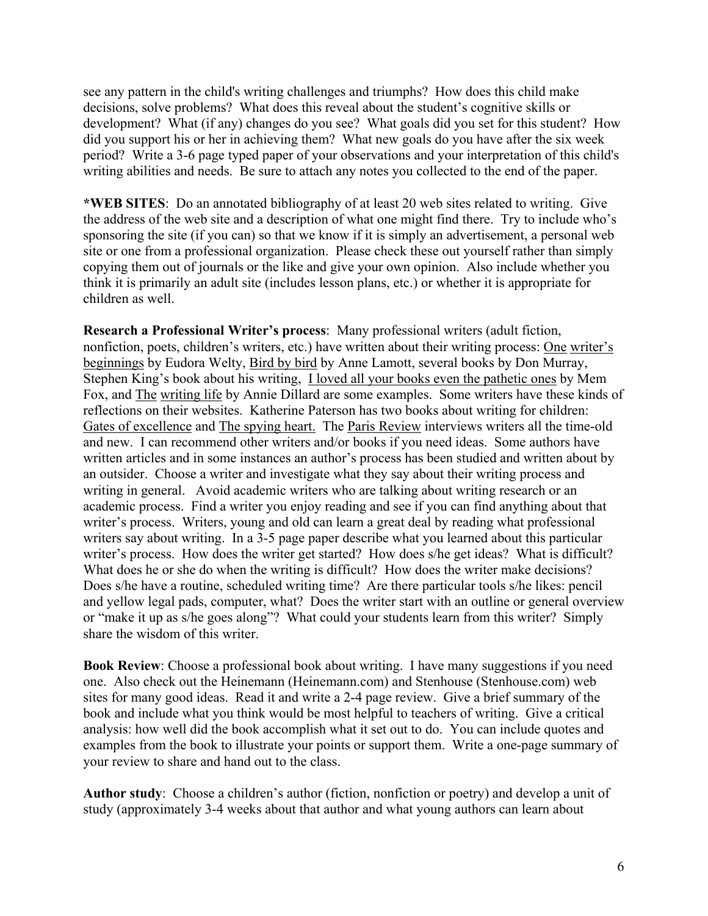see any pattern in the child's writing challenges and triumphs? How does this child make decisions, solve problems? What does this reveal about the student's cognitive skills or development? What (if any) changes do you see? What goals did you set for this student? How did you support his or her in achieving them? What new goals do you have after the six week period? Write a 3-6 page typed paper of your observations and your interpretation of this child's writing abilities and needs. Be sure to attach any notes you collected to the end of the paper.

**\*WEB SITES**: Do an annotated bibliography of at least 20 web sites related to writing. Give the address of the web site and a description of what one might find there. Try to include who's sponsoring the site (if you can) so that we know if it is simply an advertisement, a personal web site or one from a professional organization. Please check these out yourself rather than simply copying them out of journals or the like and give your own opinion. Also include whether you think it is primarily an adult site (includes lesson plans, etc.) or whether it is appropriate for children as well.

**Research a Professional Writer's process**: Many professional writers (adult fiction, nonfiction, poets, children's writers, etc.) have written about their writing process: <u>One writer's beginnings</u> by Eudora Welty, <u>Bird by bird</u> by Anne Lamott, several books by Don Murray, Stephen King's book about his writing, <u>I loved all your books even the pathetic ones</u> by Mem Fox, and <u>The writing life</u> by Annie Dillard are some examples. Some writers have these kinds of reflections on their websites. Katherine Paterson has two books about writing for children: <u>Gates of excellence</u> and <u>The spying heart.</u> The <u>Paris Review</u> interviews writers all the time-old and new. I can recommend other writers and/or books if you need ideas. Some authors have written articles and in some instances an author's process has been studied and written about by an outsider. Choose a writer and investigate what they say about their writing process and writing in general. Avoid academic writers who are talking about writing research or an academic process. Find a writer you enjoy reading and see if you can find anything about that writer's process. Writers, young and old can learn a great deal by reading what professional writers say about writing. In a 3-5 page paper describe what you learned about this particular writer's process. How does the writer get started? How does s/he get ideas? What is difficult? What does he or she do when the writing is difficult? How does the writer make decisions? Does s/he have a routine, scheduled writing time? Are there particular tools s/he likes: pencil and yellow legal pads, computer, what? Does the writer start with an outline or general overview or "make it up as s/he goes along"? What could your students learn from this writer? Simply share the wisdom of this writer.

**Book Review**: Choose a professional book about writing. I have many suggestions if you need one. Also check out the Heinemann (Heinemann.com) and Stenhouse (Stenhouse.com) web sites for many good ideas. Read it and write a 2-4 page review. Give a brief summary of the book and include what you think would be most helpful to teachers of writing. Give a critical analysis: how well did the book accomplish what it set out to do. You can include quotes and examples from the book to illustrate your points or support them. Write a one-page summary of your review to share and hand out to the class.

**Author study**: Choose a children's author (fiction, nonfiction or poetry) and develop a unit of study (approximately 3-4 weeks about that author and what young authors can learn about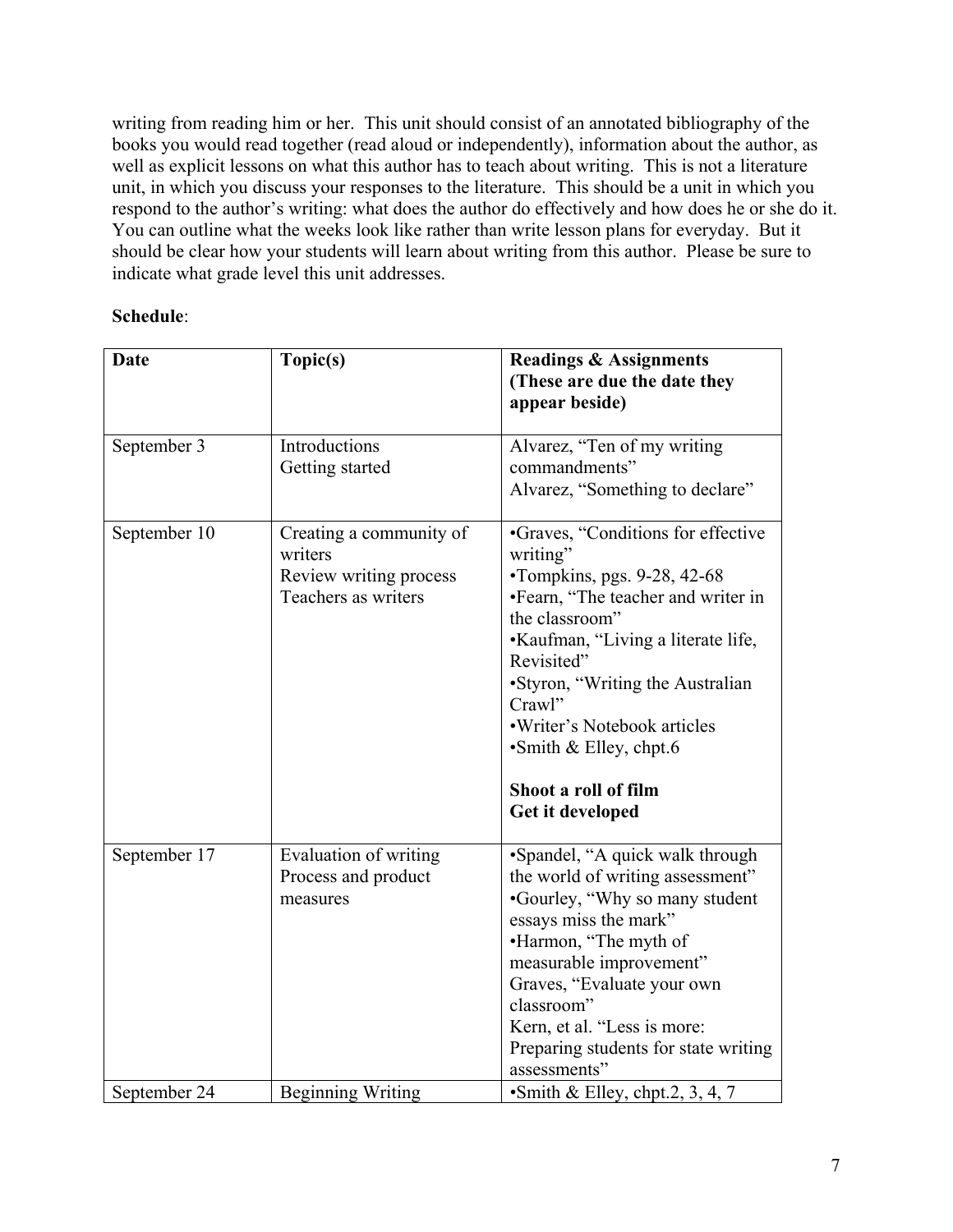writing from reading him or her. This unit should consist of an annotated bibliography of the books you would read together (read aloud or independently), information about the author, as well as explicit lessons on what this author has to teach about writing. This is not a literature unit, in which you discuss your responses to the literature. This should be a unit in which you respond to the author's writing: what does the author do effectively and how does he or she do it. You can outline what the weeks look like rather than write lesson plans for everyday. But it should be clear how your students will learn about writing from this author. Please be sure to indicate what grade level this unit addresses.

**Schedule**:

| **Date** | **Topic(s)** | **Readings & Assignments (These are due the date they appear beside)** |
|---|---|---|
| September 3 | Introductions<br>Getting started | Alvarez, "Ten of my writing commandments"<br>Alvarez, "Something to declare" |
| September 10 | Creating a community of writers<br>Review writing process<br>Teachers as writers | •Graves, "Conditions for effective writing"<br>•Tompkins, pgs. 9-28, 42-68<br>•Fearn, "The teacher and writer in the classroom"<br>•Kaufman, "Living a literate life, Revisited"<br>•Styron, "Writing the Australian Crawl"<br>•Writer's Notebook articles<br>•Smith & Elley, chpt.6<br><br>**Shoot a roll of film**<br>**Get it developed** |
| September 17 | Evaluation of writing<br>Process and product measures | •Spandel, "A quick walk through the world of writing assessment"<br>•Gourley, "Why so many student essays miss the mark"<br>•Harmon, "The myth of measurable improvement"<br>Graves, "Evaluate your own classroom"<br>Kern, et al. "Less is more: Preparing students for state writing assessments" |
| September 24 | Beginning Writing | •Smith & Elley, chpt.2, 3, 4, 7 |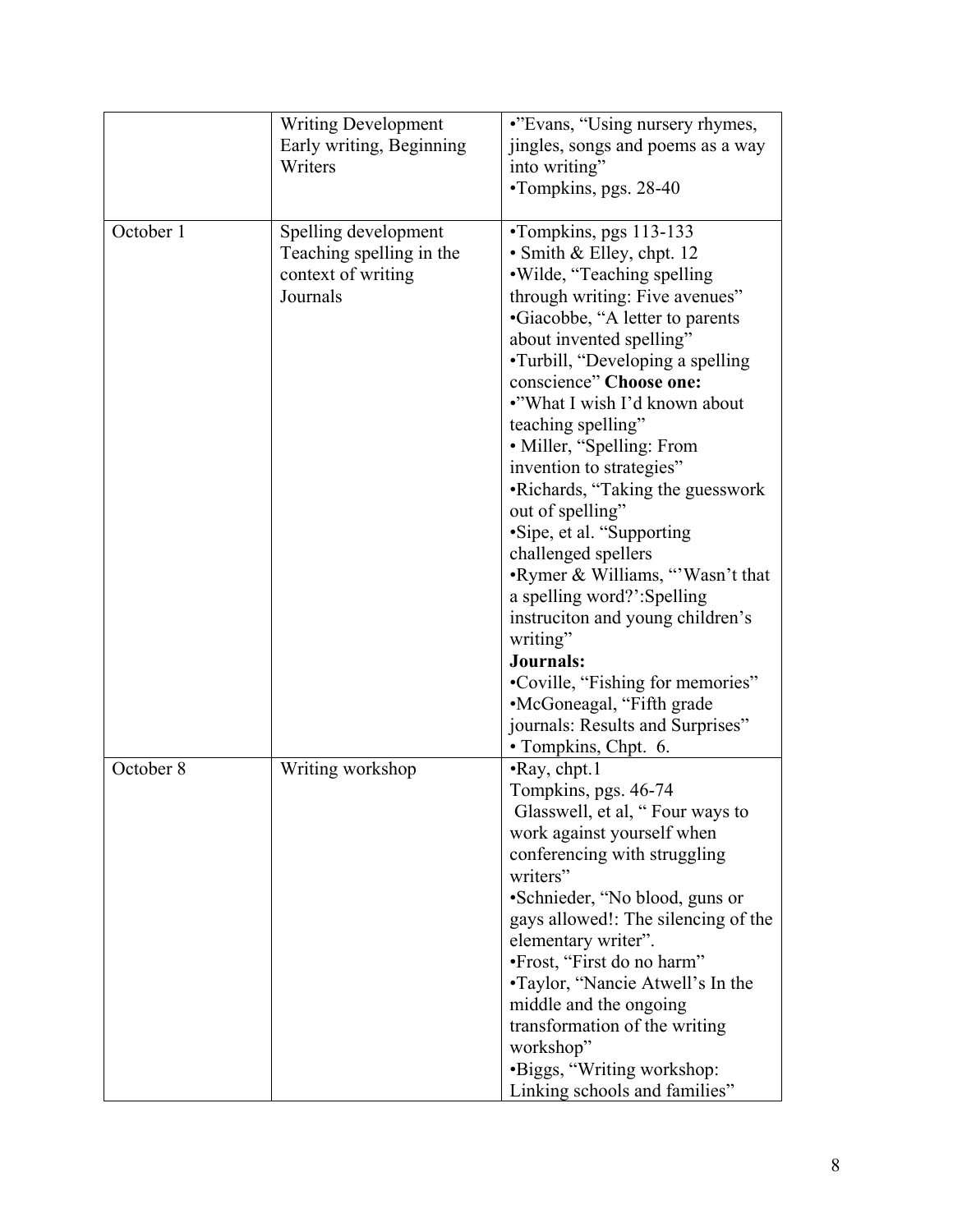| | | |
|---|---|---|
| | Writing Development<br>Early writing, Beginning Writers | •"Evans, "Using nursery rhymes, jingles, songs and poems as a way into writing"<br>•Tompkins, pgs. 28-40 |
| October 1 | Spelling development<br>Teaching spelling in the context of writing<br>Journals | •Tompkins, pgs 113-133<br>• Smith & Elley, chpt. 12<br>•Wilde, "Teaching spelling through writing: Five avenues"<br>•Giacobbe, "A letter to parents about invented spelling"<br>•Turbill, "Developing a spelling conscience" **Choose one:**<br>•"What I wish I'd known about teaching spelling"<br>• Miller, "Spelling: From invention to strategies"<br>•Richards, "Taking the guesswork out of spelling"<br>•Sipe, et al. "Supporting challenged spellers<br>•Rymer & Williams, "'Wasn't that a spelling word?':Spelling instruciton and young children's writing"<br>**Journals:**<br>•Coville, "Fishing for memories"<br>•McGoneagal, "Fifth grade journals: Results and Surprises"<br>• Tompkins, Chpt. 6. |
| October 8 | Writing workshop | •Ray, chpt.1<br>Tompkins, pgs. 46-74<br>Glasswell, et al, " Four ways to work against yourself when conferencing with struggling writers"<br>•Schnieder, "No blood, guns or gays allowed!: The silencing of the elementary writer".<br>•Frost, "First do no harm"<br>•Taylor, "Nancie Atwell's In the middle and the ongoing transformation of the writing workshop"<br>•Biggs, "Writing workshop: Linking schools and families" |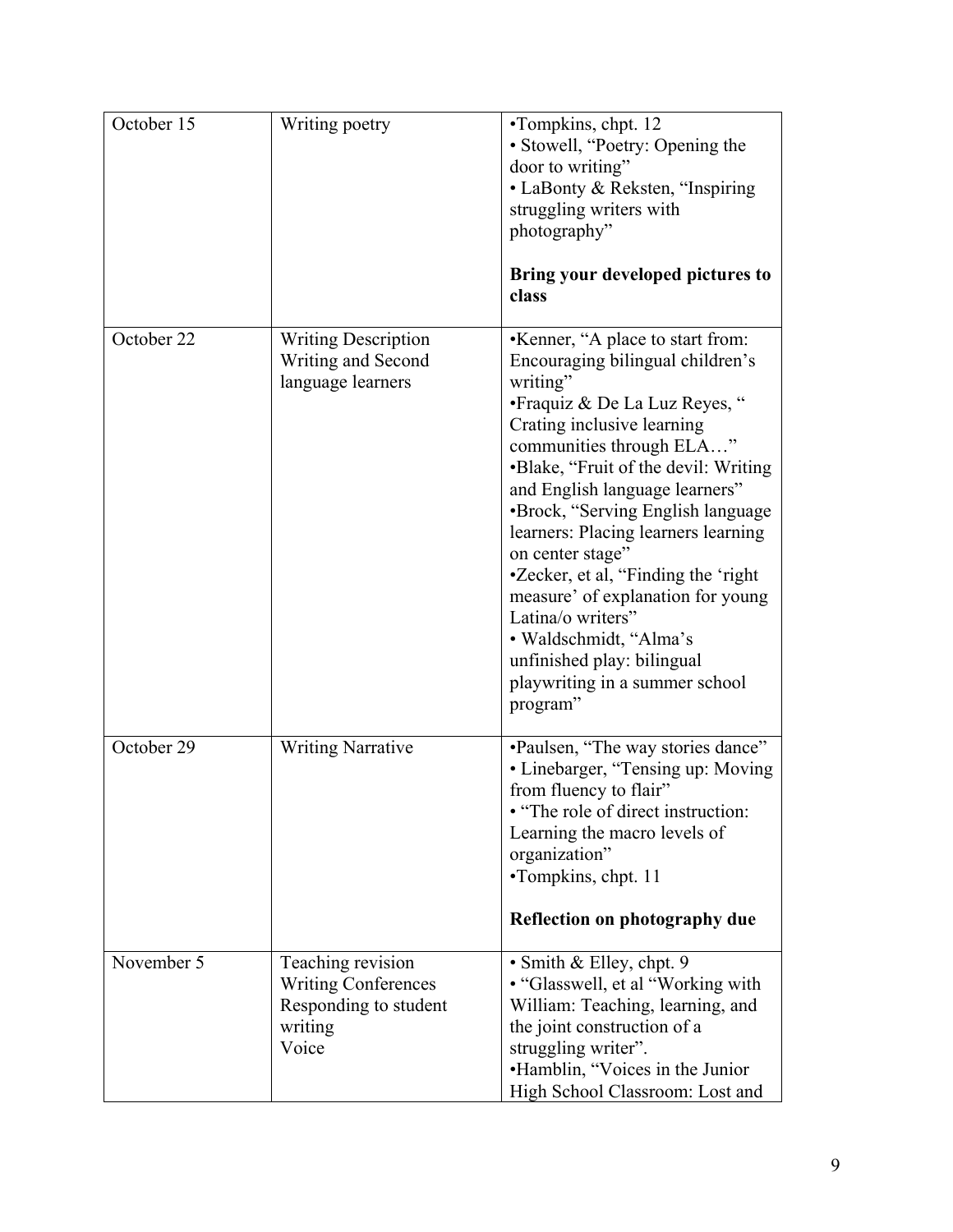| | | |
|---|---|---|
| October 15 | Writing poetry | •Tompkins, chpt. 12<br>• Stowell, "Poetry: Opening the door to writing"<br>• LaBonty & Reksten, "Inspiring struggling writers with photography"<br><br>**Bring your developed pictures to class** |
| October 22 | Writing Description<br>Writing and Second language learners | •Kenner, "A place to start from: Encouraging bilingual children's writing"<br>•Fraquiz & De La Luz Reyes, " Crating inclusive learning communities through ELA…"<br>•Blake, "Fruit of the devil: Writing and English language learners"<br>•Brock, "Serving English language learners: Placing learners learning on center stage"<br>•Zecker, et al, "Finding the 'right measure' of explanation for young Latina/o writers"<br>• Waldschmidt, "Alma's unfinished play: bilingual playwriting in a summer school program" |
| October 29 | Writing Narrative | •Paulsen, "The way stories dance"<br>• Linebarger, "Tensing up: Moving from fluency to flair"<br>• "The role of direct instruction: Learning the macro levels of organization"<br>•Tompkins, chpt. 11<br><br>**Reflection on photography due** |
| November 5 | Teaching revision<br>Writing Conferences<br>Responding to student writing<br>Voice | • Smith & Elley, chpt. 9<br>• "Glasswell, et al "Working with William: Teaching, learning, and the joint construction of a struggling writer".<br>•Hamblin, "Voices in the Junior High School Classroom: Lost and |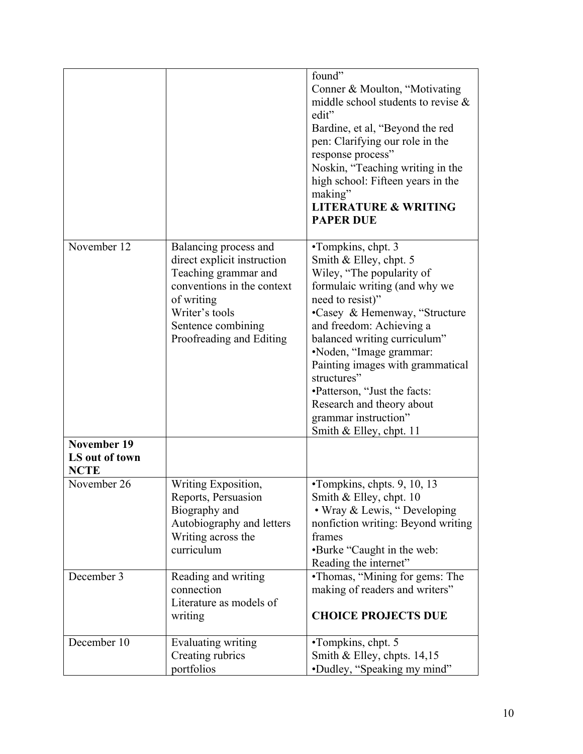| | | |
|---|---|---|
| | | found"<br>Conner & Moulton, "Motivating middle school students to revise & edit"<br>Bardine, et al, "Beyond the red pen: Clarifying our role in the response process"<br>Noskin, "Teaching writing in the high school: Fifteen years in the making"<br>**LITERATURE & WRITING PAPER DUE** |
| November 12 | Balancing process and direct explicit instruction<br>Teaching grammar and conventions in the context of writing<br>Writer's tools<br>Sentence combining<br>Proofreading and Editing | •Tompkins, chpt. 3<br>Smith & Elley, chpt. 5<br>Wiley, "The popularity of formulaic writing (and why we need to resist)"<br>•Casey & Hemenway, "Structure and freedom: Achieving a balanced writing curriculum"<br>•Noden, "Image grammar: Painting images with grammatical structures"<br>•Patterson, "Just the facts: Research and theory about grammar instruction"<br>Smith & Elley, chpt. 11 |
| **November 19**<br>**LS out of town**<br>**NCTE** | | |
| November 26 | Writing Exposition, Reports, Persuasion<br>Biography and Autobiography and letters<br>Writing across the curriculum | •Tompkins, chpts. 9, 10, 13<br>Smith & Elley, chpt. 10<br>• Wray & Lewis, " Developing nonfiction writing: Beyond writing frames<br>•Burke "Caught in the web: Reading the internet" |
| December 3 | Reading and writing connection<br>Literature as models of writing | •Thomas, "Mining for gems: The making of readers and writers"<br><br>**CHOICE PROJECTS DUE** |
| December 10 | Evaluating writing<br>Creating rubrics<br>portfolios | •Tompkins, chpt. 5<br>Smith & Elley, chpts. 14,15<br>•Dudley, "Speaking my mind" |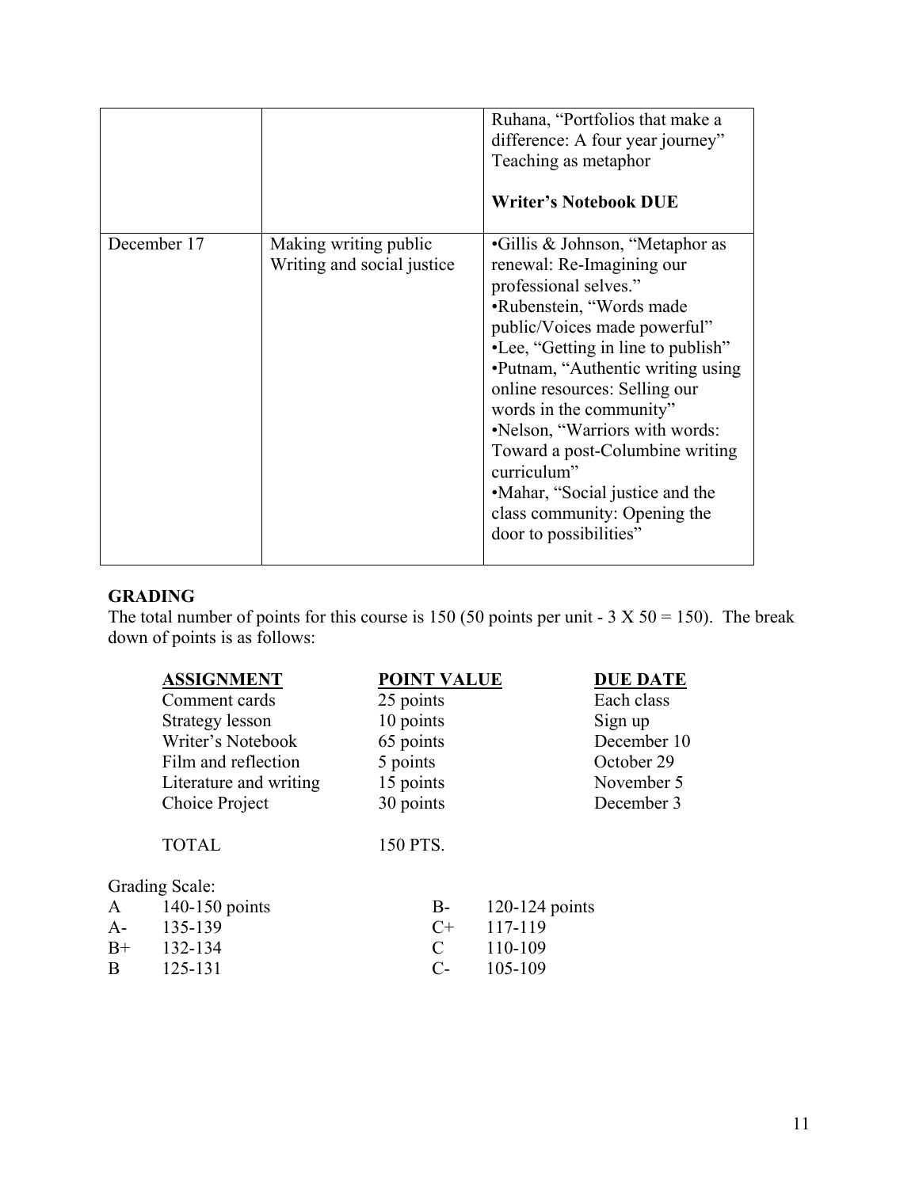| | | |
|---|---|---|
| | | Ruhana, "Portfolios that make a difference: A four year journey"<br>Teaching as metaphor<br><br>**Writer's Notebook DUE** |
| December 17 | Making writing public<br>Writing and social justice | •Gillis & Johnson, "Metaphor as renewal: Re-Imagining our professional selves."<br>•Rubenstein, "Words made public/Voices made powerful"<br>•Lee, "Getting in line to publish"<br>•Putnam, "Authentic writing using online resources: Selling our words in the community"<br>•Nelson, "Warriors with words: Toward a post-Columbine writing curriculum"<br>•Mahar, "Social justice and the class community: Opening the door to possibilities" |

**GRADING**

The total number of points for this course is 150 (50 points per unit - 3 X 50 = 150). The break down of points is as follows:

| ASSIGNMENT | POINT VALUE | DUE DATE |
|---|---|---|
| Comment cards | 25 points | Each class |
| Strategy lesson | 10 points | Sign up |
| Writer's Notebook | 65 points | December 10 |
| Film and reflection | 5 points | October 29 |
| Literature and writing | 15 points | November 5 |
| Choice Project | 30 points | December 3 |
| TOTAL | 150 PTS. | |

Grading Scale:

| | | | |
|---|---|---|---|
| A | 140-150 points | B- | 120-124 points |
| A- | 135-139 | C+ | 117-119 |
| B+ | 132-134 | C | 110-109 |
| B | 125-131 | C- | 105-109 |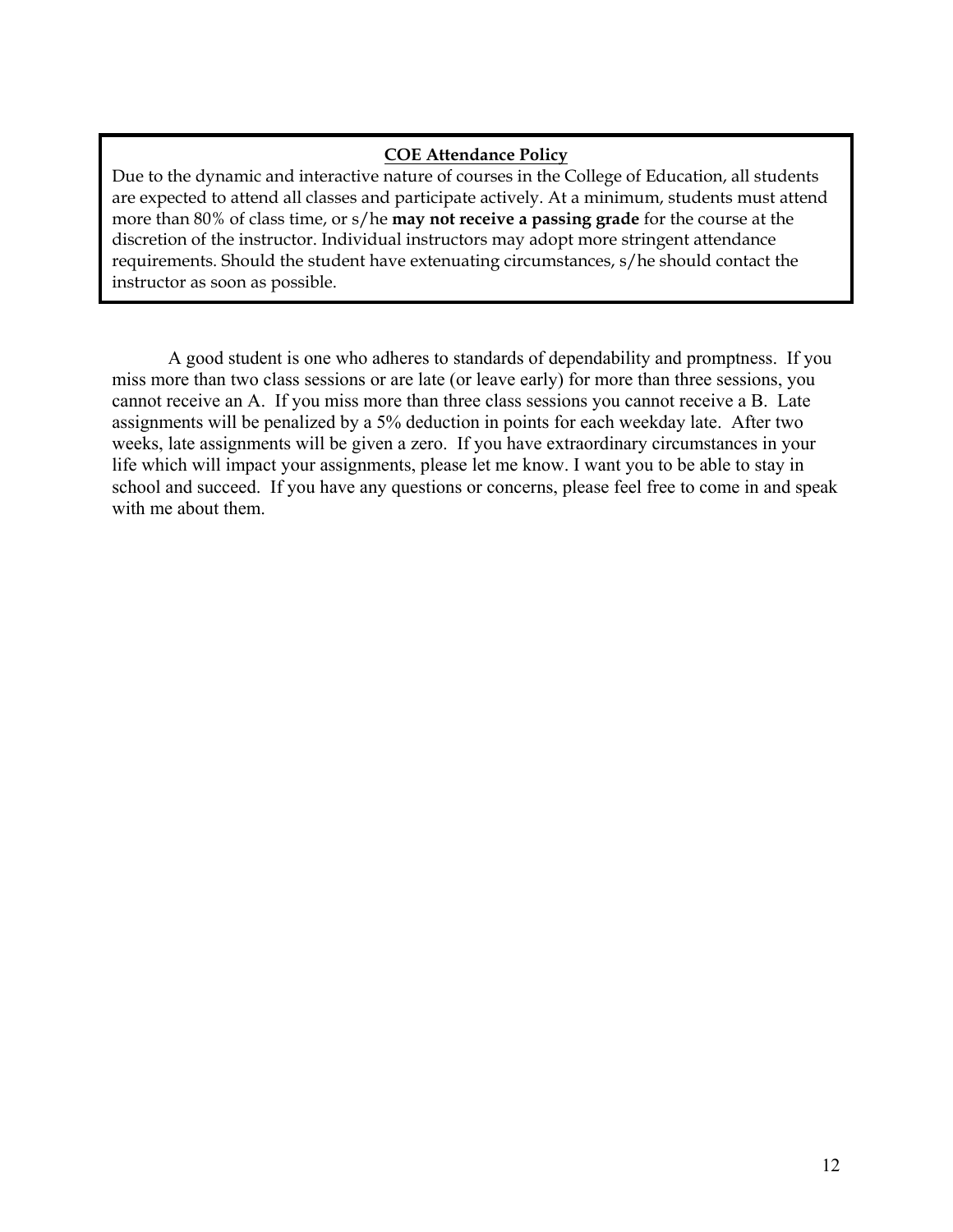**COE Attendance Policy**

Due to the dynamic and interactive nature of courses in the College of Education, all students are expected to attend all classes and participate actively. At a minimum, students must attend more than 80% of class time, or s/he **may not receive a passing grade** for the course at the discretion of the instructor. Individual instructors may adopt more stringent attendance requirements. Should the student have extenuating circumstances, s/he should contact the instructor as soon as possible.

A good student is one who adheres to standards of dependability and promptness. If you miss more than two class sessions or are late (or leave early) for more than three sessions, you cannot receive an A. If you miss more than three class sessions you cannot receive a B. Late assignments will be penalized by a 5% deduction in points for each weekday late. After two weeks, late assignments will be given a zero. If you have extraordinary circumstances in your life which will impact your assignments, please let me know. I want you to be able to stay in school and succeed. If you have any questions or concerns, please feel free to come in and speak with me about them.